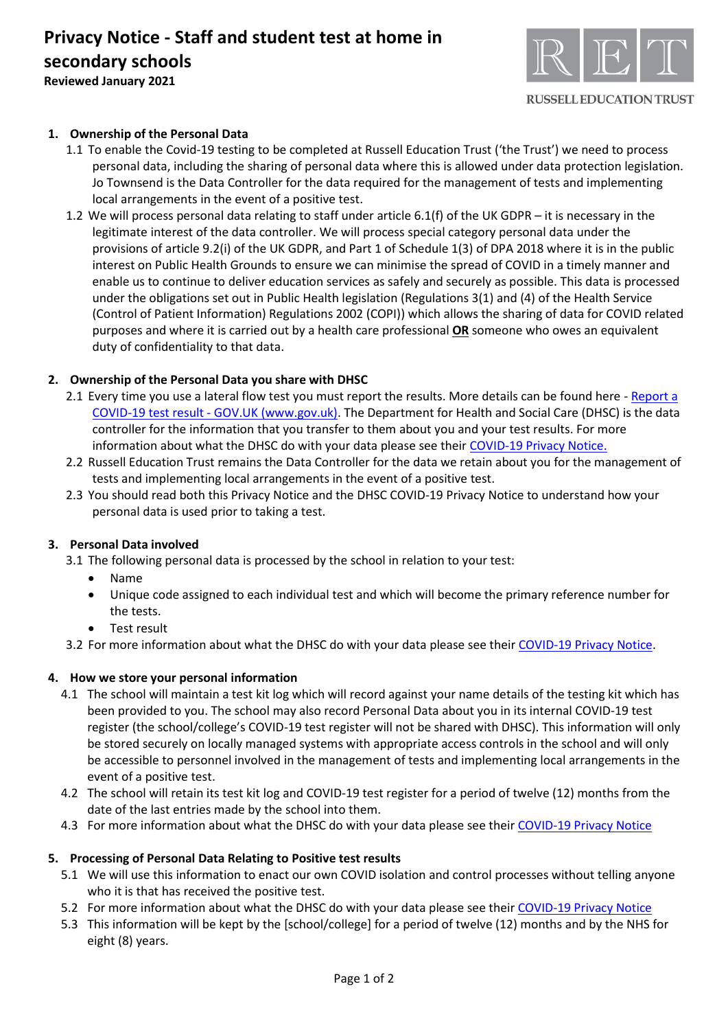# Privacy Notice - Staff and student test at home in secondary schools

**Reviewed January 2021**

RUSSELL EDUCATION TRUST

## 1. Ownership of the Personal Data

1.1 To enable the Covid-19 testing to be completed at Russell Education Trust ('the Trust') we need to process personal data, including the sharing of personal data where this is allowed under data protection legislation. Jo Townsend is the Data Controller for the data required for the management of tests and implementing local arrangements in the event of a positive test.

1.2 We will process personal data relating to staff under article 6.1(f) of the UK GDPR – it is necessary in the legitimate interest of the data controller. We will process special category personal data under the provisions of article 9.2(i) of the UK GDPR, and Part 1 of Schedule 1(3) of DPA 2018 where it is in the public interest on Public Health Grounds to ensure we can minimise the spread of COVID in a timely manner and enable us to continue to deliver education services as safely and securely as possible. This data is processed under the obligations set out in Public Health legislation (Regulations 3(1) and (4) of the Health Service (Control of Patient Information) Regulations 2002 (COPI)) which allows the sharing of data for COVID related purposes and where it is carried out by a health care professional **OR** someone who owes an equivalent duty of confidentiality to that data.

## 2. Ownership of the Personal Data you share with DHSC

2.1 Every time you use a lateral flow test you must report the results. More details can be found here - Report a COVID-19 test result - GOV.UK (www.gov.uk). The Department for Health and Social Care (DHSC) is the data controller for the information that you transfer to them about you and your test results. For more information about what the DHSC do with your data please see their COVID-19 Privacy Notice.

2.2 Russell Education Trust remains the Data Controller for the data we retain about you for the management of tests and implementing local arrangements in the event of a positive test.

2.3 You should read both this Privacy Notice and the DHSC COVID-19 Privacy Notice to understand how your personal data is used prior to taking a test.

## 3. Personal Data involved

3.1 The following personal data is processed by the school in relation to your test:

- Name
- Unique code assigned to each individual test and which will become the primary reference number for the tests.
- Test result

3.2 For more information about what the DHSC do with your data please see their COVID-19 Privacy Notice.

## 4. How we store your personal information

4.1 The school will maintain a test kit log which will record against your name details of the testing kit which has been provided to you. The school may also record Personal Data about you in its internal COVID-19 test register (the school/college's COVID-19 test register will not be shared with DHSC). This information will only be stored securely on locally managed systems with appropriate access controls in the school and will only be accessible to personnel involved in the management of tests and implementing local arrangements in the event of a positive test.

4.2 The school will retain its test kit log and COVID-19 test register for a period of twelve (12) months from the date of the last entries made by the school into them.

4.3 For more information about what the DHSC do with your data please see their COVID-19 Privacy Notice

## 5. Processing of Personal Data Relating to Positive test results

5.1 We will use this information to enact our own COVID isolation and control processes without telling anyone who it is that has received the positive test.

5.2 For more information about what the DHSC do with your data please see their COVID-19 Privacy Notice

5.3 This information will be kept by the [school/college] for a period of twelve (12) months and by the NHS for eight (8) years.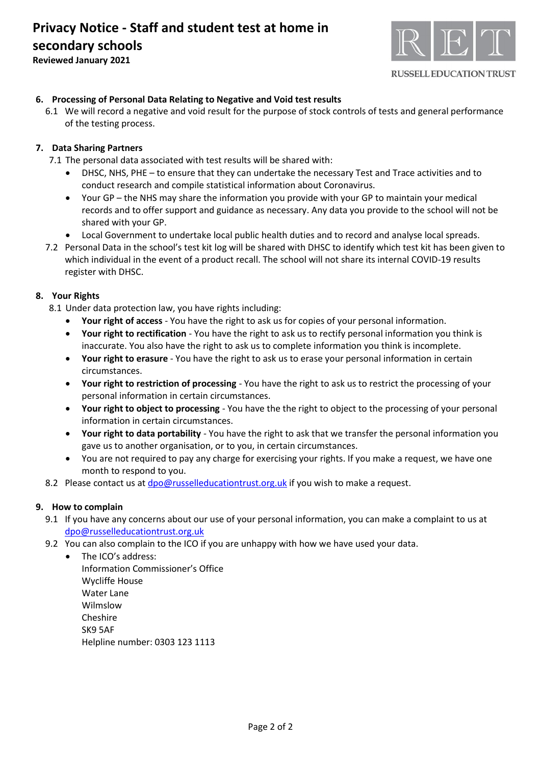# Privacy Notice - Staff and student test at home in secondary schools

**Reviewed January 2021**

RUSSELL EDUCATION TRUST

## 6. Processing of Personal Data Relating to Negative and Void test results

6.1 We will record a negative and void result for the purpose of stock controls of tests and general performance of the testing process.

## 7. Data Sharing Partners

7.1 The personal data associated with test results will be shared with:

- DHSC, NHS, PHE – to ensure that they can undertake the necessary Test and Trace activities and to conduct research and compile statistical information about Coronavirus.
- Your GP – the NHS may share the information you provide with your GP to maintain your medical records and to offer support and guidance as necessary. Any data you provide to the school will not be shared with your GP.
- Local Government to undertake local public health duties and to record and analyse local spreads.

7.2 Personal Data in the school's test kit log will be shared with DHSC to identify which test kit has been given to which individual in the event of a product recall. The school will not share its internal COVID-19 results register with DHSC.

## 8. Your Rights

8.1 Under data protection law, you have rights including:

- **Your right of access** - You have the right to ask us for copies of your personal information.
- **Your right to rectification** - You have the right to ask us to rectify personal information you think is inaccurate. You also have the right to ask us to complete information you think is incomplete.
- **Your right to erasure** - You have the right to ask us to erase your personal information in certain circumstances.
- **Your right to restriction of processing** - You have the right to ask us to restrict the processing of your personal information in certain circumstances.
- **Your right to object to processing** - You have the the right to object to the processing of your personal information in certain circumstances.
- **Your right to data portability** - You have the right to ask that we transfer the personal information you gave us to another organisation, or to you, in certain circumstances.
- You are not required to pay any charge for exercising your rights. If you make a request, we have one month to respond to you.

8.2 Please contact us at dpo@russelleducationtrust.org.uk if you wish to make a request.

## 9. How to complain

9.1 If you have any concerns about our use of your personal information, you can make a complaint to us at dpo@russelleducationtrust.org.uk

9.2 You can also complain to the ICO if you are unhappy with how we have used your data.

- The ICO's address:
  Information Commissioner's Office
  Wycliffe House
  Water Lane
  Wilmslow
  Cheshire
  SK9 5AF
  Helpline number: 0303 123 1113